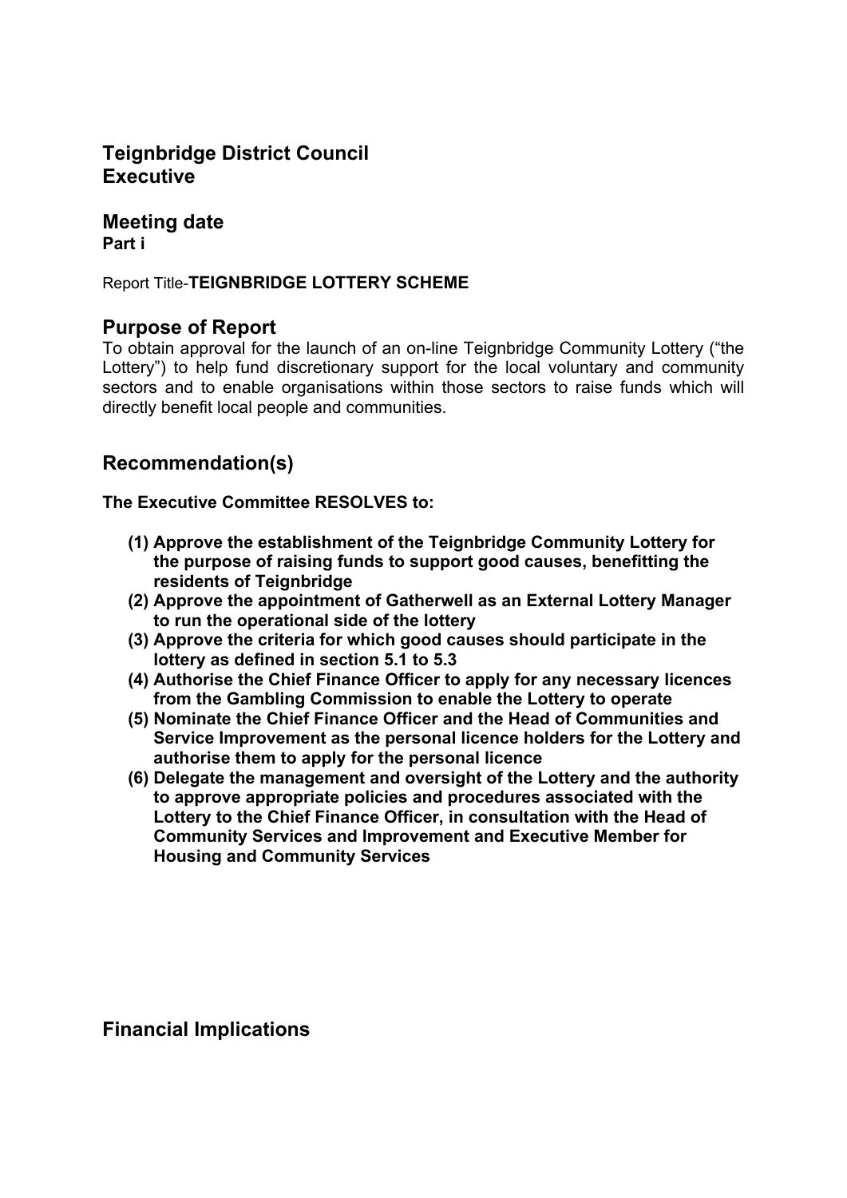**Teignbridge District Council**
**Executive**

## Meeting date

**Part i**

Report Title-**TEIGNBRIDGE LOTTERY SCHEME**

## Purpose of Report

To obtain approval for the launch of an on-line Teignbridge Community Lottery ("the Lottery") to help fund discretionary support for the local voluntary and community sectors and to enable organisations within those sectors to raise funds which will directly benefit local people and communities.

## Recommendation(s)

**The Executive Committee RESOLVES to:**

**(1) Approve the establishment of the Teignbridge Community Lottery for the purpose of raising funds to support good causes, benefitting the residents of Teignbridge**
**(2) Approve the appointment of Gatherwell as an External Lottery Manager to run the operational side of the lottery**
**(3) Approve the criteria for which good causes should participate in the lottery as defined in section 5.1 to 5.3**
**(4) Authorise the Chief Finance Officer to apply for any necessary licences from the Gambling Commission to enable the Lottery to operate**
**(5) Nominate the Chief Finance Officer and the Head of Communities and Service Improvement as the personal licence holders for the Lottery and authorise them to apply for the personal licence**
**(6) Delegate the management and oversight of the Lottery and the authority to approve appropriate policies and procedures associated with the Lottery to the Chief Finance Officer, in consultation with the Head of Community Services and Improvement and Executive Member for Housing and Community Services**

## Financial Implications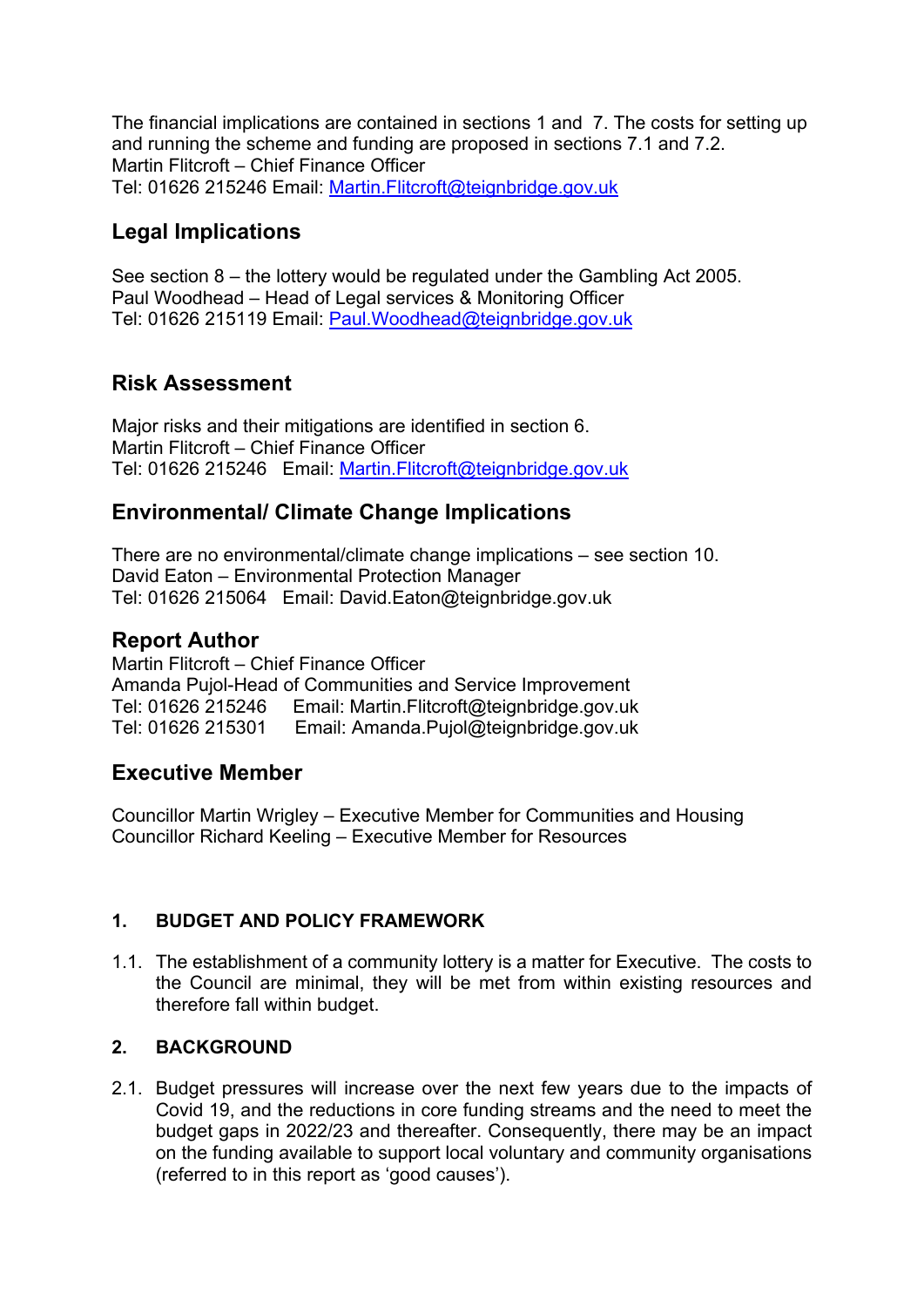The financial implications are contained in sections 1 and 7. The costs for setting up and running the scheme and funding are proposed in sections 7.1 and 7.2.
Martin Flitcroft – Chief Finance Officer
Tel: 01626 215246 Email: Martin.Flitcroft@teignbridge.gov.uk

## Legal Implications

See section 8 – the lottery would be regulated under the Gambling Act 2005.
Paul Woodhead – Head of Legal services & Monitoring Officer
Tel: 01626 215119 Email: Paul.Woodhead@teignbridge.gov.uk

## Risk Assessment

Major risks and their mitigations are identified in section 6.
Martin Flitcroft – Chief Finance Officer
Tel: 01626 215246 Email: Martin.Flitcroft@teignbridge.gov.uk

## Environmental/ Climate Change Implications

There are no environmental/climate change implications – see section 10.
David Eaton – Environmental Protection Manager
Tel: 01626 215064 Email: David.Eaton@teignbridge.gov.uk

## Report Author

Martin Flitcroft – Chief Finance Officer
Amanda Pujol-Head of Communities and Service Improvement
Tel: 01626 215246 Email: Martin.Flitcroft@teignbridge.gov.uk
Tel: 01626 215301 Email: Amanda.Pujol@teignbridge.gov.uk

## Executive Member

Councillor Martin Wrigley – Executive Member for Communities and Housing
Councillor Richard Keeling – Executive Member for Resources

### 1. BUDGET AND POLICY FRAMEWORK

1.1. The establishment of a community lottery is a matter for Executive. The costs to the Council are minimal, they will be met from within existing resources and therefore fall within budget.

### 2. BACKGROUND

2.1. Budget pressures will increase over the next few years due to the impacts of Covid 19, and the reductions in core funding streams and the need to meet the budget gaps in 2022/23 and thereafter. Consequently, there may be an impact on the funding available to support local voluntary and community organisations (referred to in this report as 'good causes').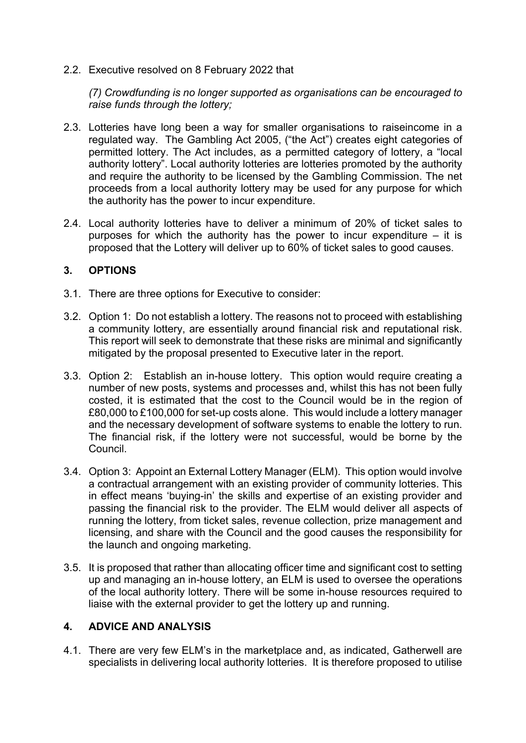2.2. Executive resolved on 8 February 2022 that

*(7) Crowdfunding is no longer supported as organisations can be encouraged to raise funds through the lottery;*

2.3. Lotteries have long been a way for smaller organisations to raiseincome in a regulated way. The Gambling Act 2005, ("the Act") creates eight categories of permitted lottery. The Act includes, as a permitted category of lottery, a "local authority lottery". Local authority lotteries are lotteries promoted by the authority and require the authority to be licensed by the Gambling Commission. The net proceeds from a local authority lottery may be used for any purpose for which the authority has the power to incur expenditure.

2.4. Local authority lotteries have to deliver a minimum of 20% of ticket sales to purposes for which the authority has the power to incur expenditure – it is proposed that the Lottery will deliver up to 60% of ticket sales to good causes.

## 3. OPTIONS

3.1. There are three options for Executive to consider:

3.2. Option 1: Do not establish a lottery. The reasons not to proceed with establishing a community lottery, are essentially around financial risk and reputational risk. This report will seek to demonstrate that these risks are minimal and significantly mitigated by the proposal presented to Executive later in the report.

3.3. Option 2: Establish an in-house lottery. This option would require creating a number of new posts, systems and processes and, whilst this has not been fully costed, it is estimated that the cost to the Council would be in the region of £80,000 to £100,000 for set-up costs alone. This would include a lottery manager and the necessary development of software systems to enable the lottery to run. The financial risk, if the lottery were not successful, would be borne by the Council.

3.4. Option 3: Appoint an External Lottery Manager (ELM). This option would involve a contractual arrangement with an existing provider of community lotteries. This in effect means 'buying-in' the skills and expertise of an existing provider and passing the financial risk to the provider. The ELM would deliver all aspects of running the lottery, from ticket sales, revenue collection, prize management and licensing, and share with the Council and the good causes the responsibility for the launch and ongoing marketing.

3.5. It is proposed that rather than allocating officer time and significant cost to setting up and managing an in-house lottery, an ELM is used to oversee the operations of the local authority lottery. There will be some in-house resources required to liaise with the external provider to get the lottery up and running.

## 4. ADVICE AND ANALYSIS

4.1. There are very few ELM's in the marketplace and, as indicated, Gatherwell are specialists in delivering local authority lotteries. It is therefore proposed to utilise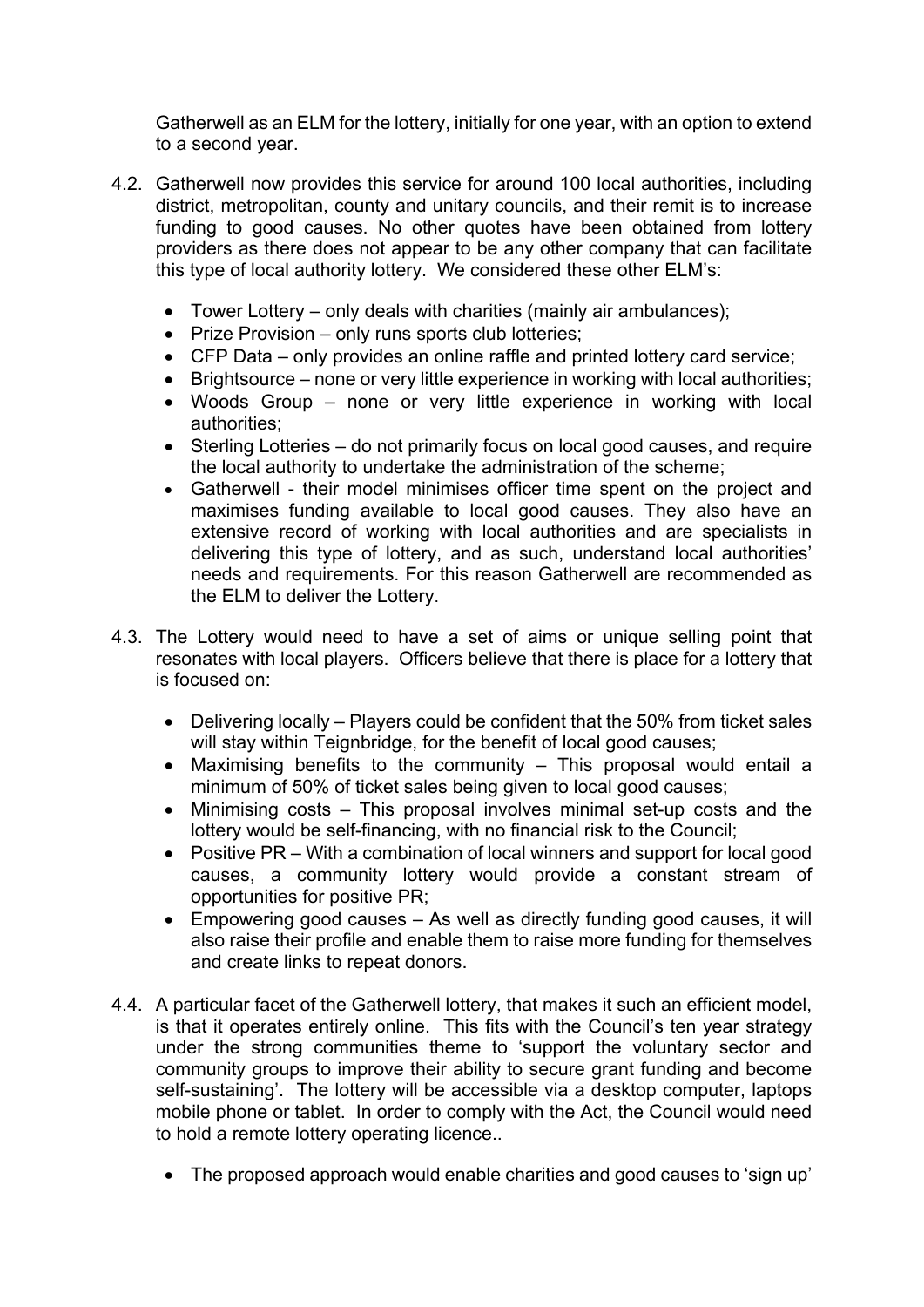Gatherwell as an ELM for the lottery, initially for one year, with an option to extend to a second year.

4.2. Gatherwell now provides this service for around 100 local authorities, including district, metropolitan, county and unitary councils, and their remit is to increase funding to good causes. No other quotes have been obtained from lottery providers as there does not appear to be any other company that can facilitate this type of local authority lottery. We considered these other ELM's:

- Tower Lottery – only deals with charities (mainly air ambulances);
- Prize Provision – only runs sports club lotteries;
- CFP Data – only provides an online raffle and printed lottery card service;
- Brightsource – none or very little experience in working with local authorities;
- Woods Group – none or very little experience in working with local authorities;
- Sterling Lotteries – do not primarily focus on local good causes, and require the local authority to undertake the administration of the scheme;
- Gatherwell - their model minimises officer time spent on the project and maximises funding available to local good causes. They also have an extensive record of working with local authorities and are specialists in delivering this type of lottery, and as such, understand local authorities' needs and requirements. For this reason Gatherwell are recommended as the ELM to deliver the Lottery.

4.3. The Lottery would need to have a set of aims or unique selling point that resonates with local players. Officers believe that there is place for a lottery that is focused on:

- Delivering locally – Players could be confident that the 50% from ticket sales will stay within Teignbridge, for the benefit of local good causes;
- Maximising benefits to the community – This proposal would entail a minimum of 50% of ticket sales being given to local good causes;
- Minimising costs – This proposal involves minimal set-up costs and the lottery would be self-financing, with no financial risk to the Council;
- Positive PR – With a combination of local winners and support for local good causes, a community lottery would provide a constant stream of opportunities for positive PR;
- Empowering good causes – As well as directly funding good causes, it will also raise their profile and enable them to raise more funding for themselves and create links to repeat donors.

4.4. A particular facet of the Gatherwell lottery, that makes it such an efficient model, is that it operates entirely online. This fits with the Council's ten year strategy under the strong communities theme to 'support the voluntary sector and community groups to improve their ability to secure grant funding and become self-sustaining'. The lottery will be accessible via a desktop computer, laptops mobile phone or tablet. In order to comply with the Act, the Council would need to hold a remote lottery operating licence..

- The proposed approach would enable charities and good causes to 'sign up'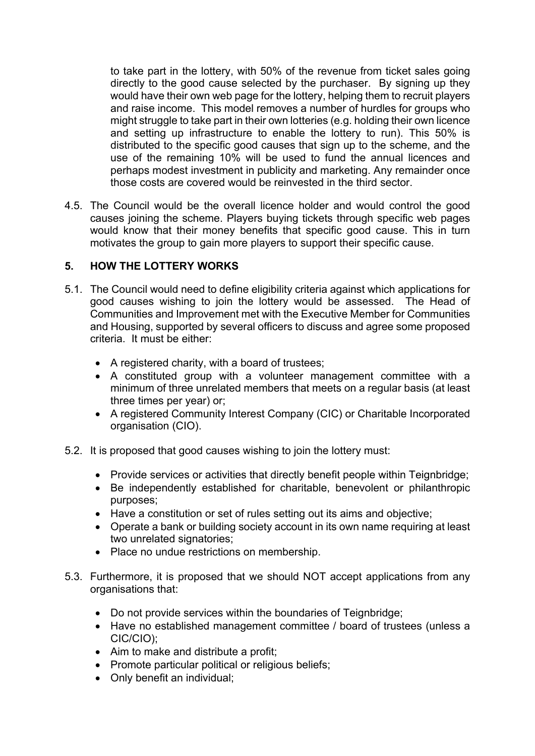to take part in the lottery, with 50% of the revenue from ticket sales going directly to the good cause selected by the purchaser. By signing up they would have their own web page for the lottery, helping them to recruit players and raise income. This model removes a number of hurdles for groups who might struggle to take part in their own lotteries (e.g. holding their own licence and setting up infrastructure to enable the lottery to run). This 50% is distributed to the specific good causes that sign up to the scheme, and the use of the remaining 10% will be used to fund the annual licences and perhaps modest investment in publicity and marketing. Any remainder once those costs are covered would be reinvested in the third sector.

4.5. The Council would be the overall licence holder and would control the good causes joining the scheme. Players buying tickets through specific web pages would know that their money benefits that specific good cause. This in turn motivates the group to gain more players to support their specific cause.

## 5. HOW THE LOTTERY WORKS

5.1. The Council would need to define eligibility criteria against which applications for good causes wishing to join the lottery would be assessed. The Head of Communities and Improvement met with the Executive Member for Communities and Housing, supported by several officers to discuss and agree some proposed criteria. It must be either:

- A registered charity, with a board of trustees;
- A constituted group with a volunteer management committee with a minimum of three unrelated members that meets on a regular basis (at least three times per year) or;
- A registered Community Interest Company (CIC) or Charitable Incorporated organisation (CIO).

5.2. It is proposed that good causes wishing to join the lottery must:

- Provide services or activities that directly benefit people within Teignbridge;
- Be independently established for charitable, benevolent or philanthropic purposes;
- Have a constitution or set of rules setting out its aims and objective;
- Operate a bank or building society account in its own name requiring at least two unrelated signatories;
- Place no undue restrictions on membership.

5.3. Furthermore, it is proposed that we should NOT accept applications from any organisations that:

- Do not provide services within the boundaries of Teignbridge;
- Have no established management committee / board of trustees (unless a CIC/CIO);
- Aim to make and distribute a profit;
- Promote particular political or religious beliefs;
- Only benefit an individual;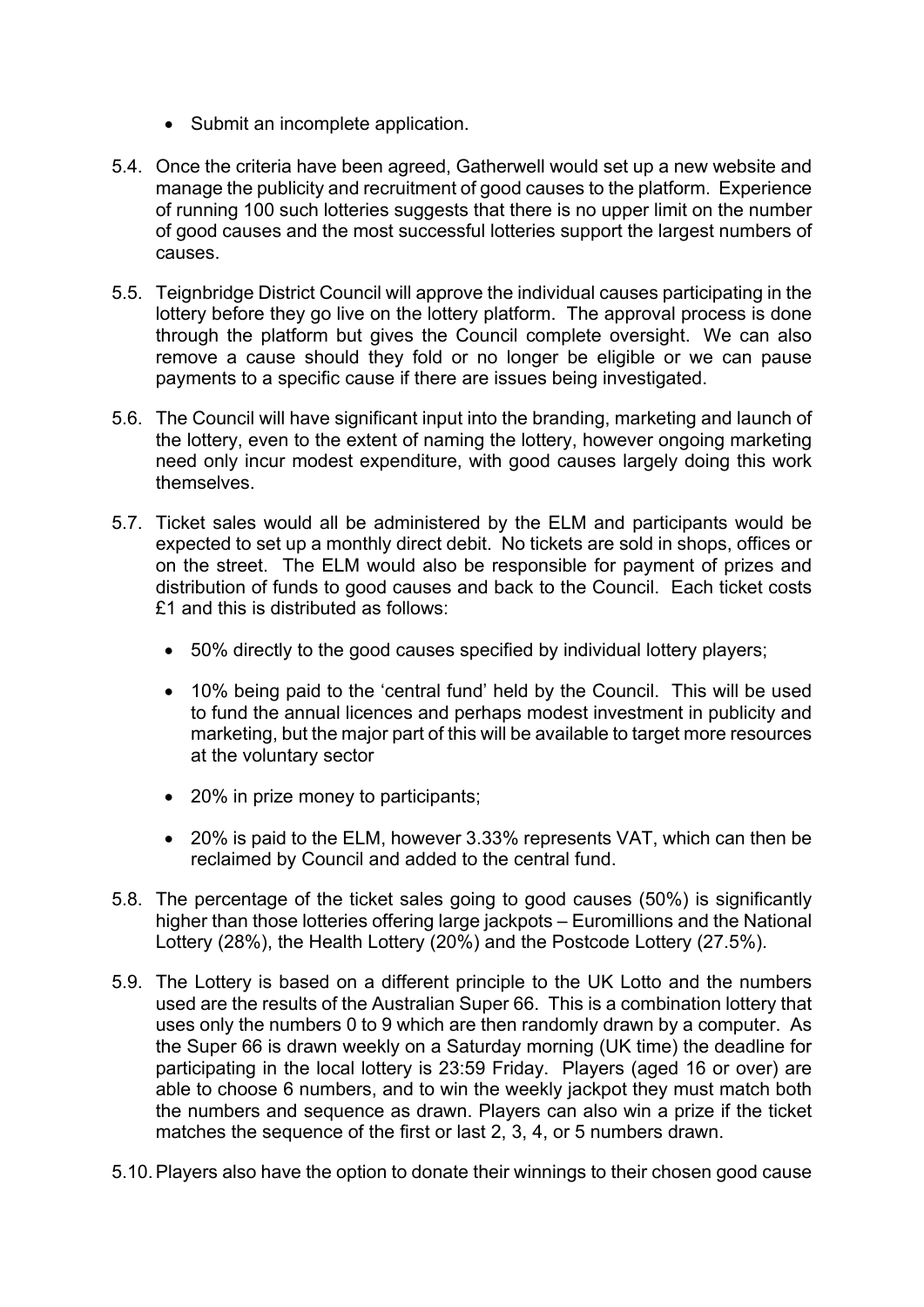- Submit an incomplete application.

5.4. Once the criteria have been agreed, Gatherwell would set up a new website and manage the publicity and recruitment of good causes to the platform. Experience of running 100 such lotteries suggests that there is no upper limit on the number of good causes and the most successful lotteries support the largest numbers of causes.

5.5. Teignbridge District Council will approve the individual causes participating in the lottery before they go live on the lottery platform. The approval process is done through the platform but gives the Council complete oversight. We can also remove a cause should they fold or no longer be eligible or we can pause payments to a specific cause if there are issues being investigated.

5.6. The Council will have significant input into the branding, marketing and launch of the lottery, even to the extent of naming the lottery, however ongoing marketing need only incur modest expenditure, with good causes largely doing this work themselves.

5.7. Ticket sales would all be administered by the ELM and participants would be expected to set up a monthly direct debit. No tickets are sold in shops, offices or on the street. The ELM would also be responsible for payment of prizes and distribution of funds to good causes and back to the Council. Each ticket costs £1 and this is distributed as follows:

- 50% directly to the good causes specified by individual lottery players;
- 10% being paid to the 'central fund' held by the Council. This will be used to fund the annual licences and perhaps modest investment in publicity and marketing, but the major part of this will be available to target more resources at the voluntary sector
- 20% in prize money to participants;
- 20% is paid to the ELM, however 3.33% represents VAT, which can then be reclaimed by Council and added to the central fund.

5.8. The percentage of the ticket sales going to good causes (50%) is significantly higher than those lotteries offering large jackpots – Euromillions and the National Lottery (28%), the Health Lottery (20%) and the Postcode Lottery (27.5%).

5.9. The Lottery is based on a different principle to the UK Lotto and the numbers used are the results of the Australian Super 66. This is a combination lottery that uses only the numbers 0 to 9 which are then randomly drawn by a computer. As the Super 66 is drawn weekly on a Saturday morning (UK time) the deadline for participating in the local lottery is 23:59 Friday. Players (aged 16 or over) are able to choose 6 numbers, and to win the weekly jackpot they must match both the numbers and sequence as drawn. Players can also win a prize if the ticket matches the sequence of the first or last 2, 3, 4, or 5 numbers drawn.

5.10. Players also have the option to donate their winnings to their chosen good cause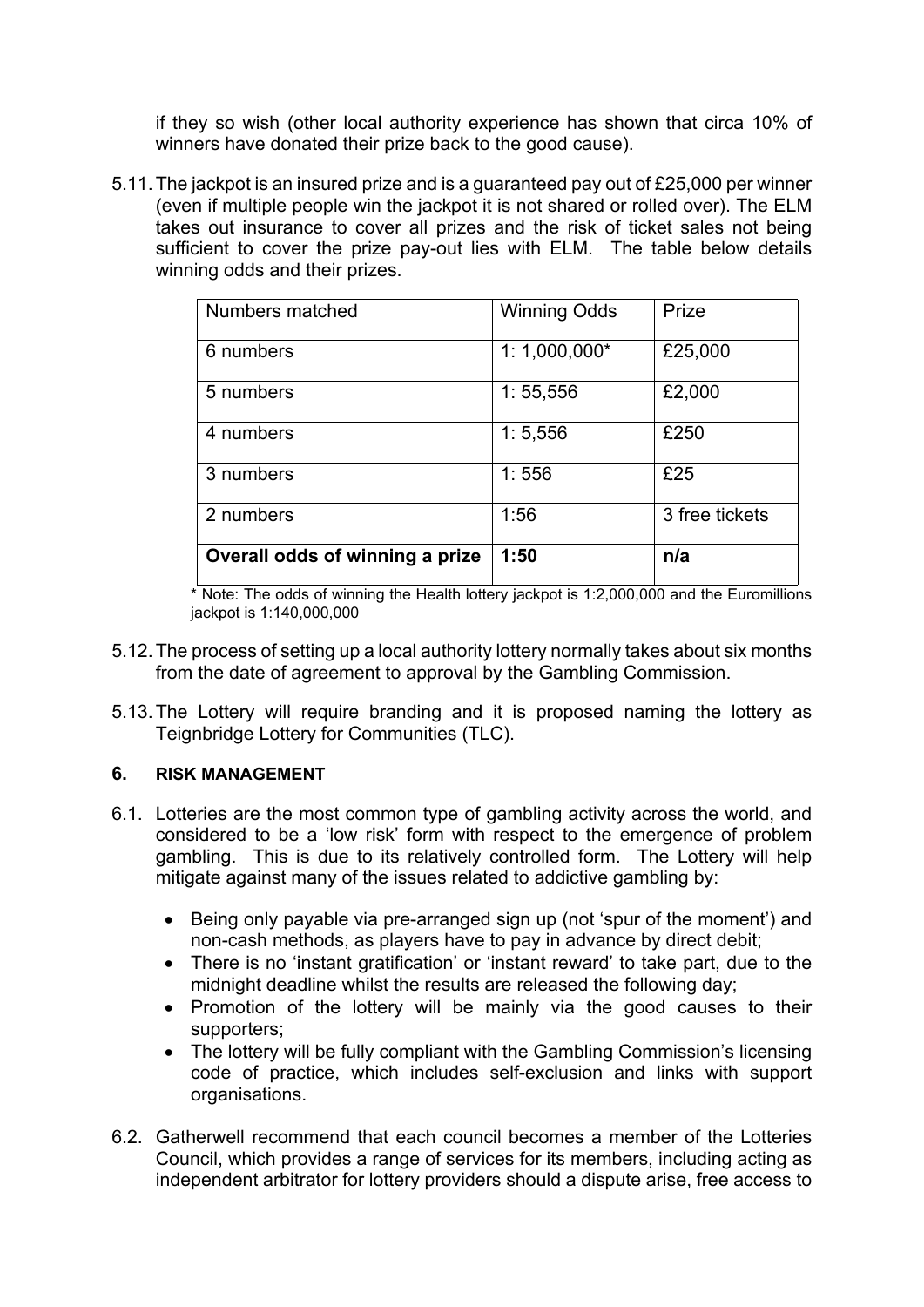if they so wish (other local authority experience has shown that circa 10% of winners have donated their prize back to the good cause).

5.11. The jackpot is an insured prize and is a guaranteed pay out of £25,000 per winner (even if multiple people win the jackpot it is not shared or rolled over). The ELM takes out insurance to cover all prizes and the risk of ticket sales not being sufficient to cover the prize pay-out lies with ELM. The table below details winning odds and their prizes.

| Numbers matched | Winning Odds | Prize |
| --- | --- | --- |
| 6 numbers | 1: 1,000,000* | £25,000 |
| 5 numbers | 1: 55,556 | £2,000 |
| 4 numbers | 1: 5,556 | £250 |
| 3 numbers | 1: 556 | £25 |
| 2 numbers | 1:56 | 3 free tickets |
| **Overall odds of winning a prize** | **1:50** | **n/a** |

\* Note: The odds of winning the Health lottery jackpot is 1:2,000,000 and the Euromillions jackpot is 1:140,000,000

5.12. The process of setting up a local authority lottery normally takes about six months from the date of agreement to approval by the Gambling Commission.

5.13. The Lottery will require branding and it is proposed naming the lottery as Teignbridge Lottery for Communities (TLC).

## 6. RISK MANAGEMENT

6.1. Lotteries are the most common type of gambling activity across the world, and considered to be a 'low risk' form with respect to the emergence of problem gambling. This is due to its relatively controlled form. The Lottery will help mitigate against many of the issues related to addictive gambling by:

- Being only payable via pre-arranged sign up (not 'spur of the moment') and non-cash methods, as players have to pay in advance by direct debit;
- There is no 'instant gratification' or 'instant reward' to take part, due to the midnight deadline whilst the results are released the following day;
- Promotion of the lottery will be mainly via the good causes to their supporters;
- The lottery will be fully compliant with the Gambling Commission's licensing code of practice, which includes self-exclusion and links with support organisations.

6.2. Gatherwell recommend that each council becomes a member of the Lotteries Council, which provides a range of services for its members, including acting as independent arbitrator for lottery providers should a dispute arise, free access to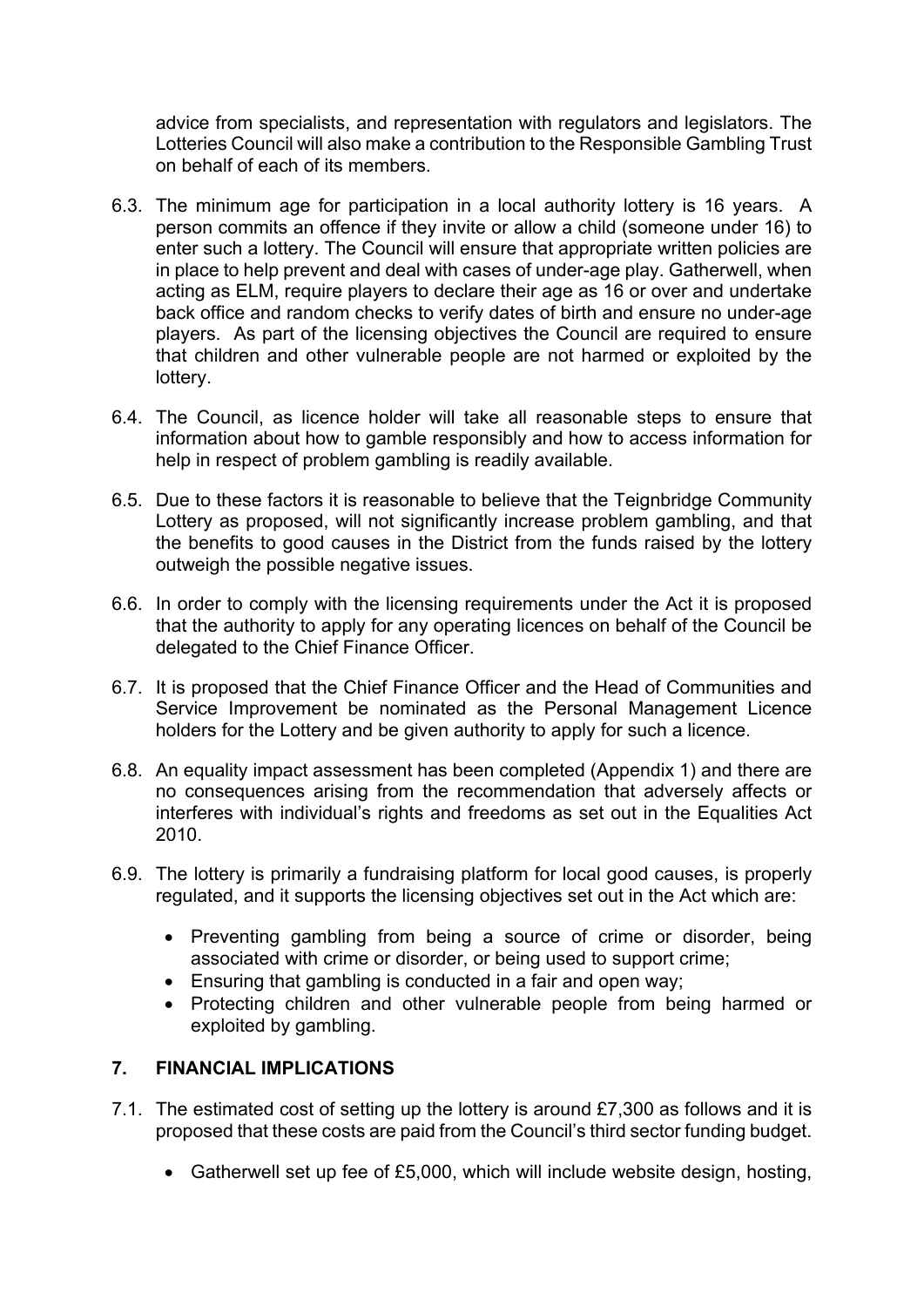advice from specialists, and representation with regulators and legislators. The Lotteries Council will also make a contribution to the Responsible Gambling Trust on behalf of each of its members.

6.3. The minimum age for participation in a local authority lottery is 16 years. A person commits an offence if they invite or allow a child (someone under 16) to enter such a lottery. The Council will ensure that appropriate written policies are in place to help prevent and deal with cases of under-age play. Gatherwell, when acting as ELM, require players to declare their age as 16 or over and undertake back office and random checks to verify dates of birth and ensure no under-age players. As part of the licensing objectives the Council are required to ensure that children and other vulnerable people are not harmed or exploited by the lottery.

6.4. The Council, as licence holder will take all reasonable steps to ensure that information about how to gamble responsibly and how to access information for help in respect of problem gambling is readily available.

6.5. Due to these factors it is reasonable to believe that the Teignbridge Community Lottery as proposed, will not significantly increase problem gambling, and that the benefits to good causes in the District from the funds raised by the lottery outweigh the possible negative issues.

6.6. In order to comply with the licensing requirements under the Act it is proposed that the authority to apply for any operating licences on behalf of the Council be delegated to the Chief Finance Officer.

6.7. It is proposed that the Chief Finance Officer and the Head of Communities and Service Improvement be nominated as the Personal Management Licence holders for the Lottery and be given authority to apply for such a licence.

6.8. An equality impact assessment has been completed (Appendix 1) and there are no consequences arising from the recommendation that adversely affects or interferes with individual's rights and freedoms as set out in the Equalities Act 2010.

6.9. The lottery is primarily a fundraising platform for local good causes, is properly regulated, and it supports the licensing objectives set out in the Act which are:

- Preventing gambling from being a source of crime or disorder, being associated with crime or disorder, or being used to support crime;
- Ensuring that gambling is conducted in a fair and open way;
- Protecting children and other vulnerable people from being harmed or exploited by gambling.

## 7. FINANCIAL IMPLICATIONS

7.1. The estimated cost of setting up the lottery is around £7,300 as follows and it is proposed that these costs are paid from the Council's third sector funding budget.

- Gatherwell set up fee of £5,000, which will include website design, hosting,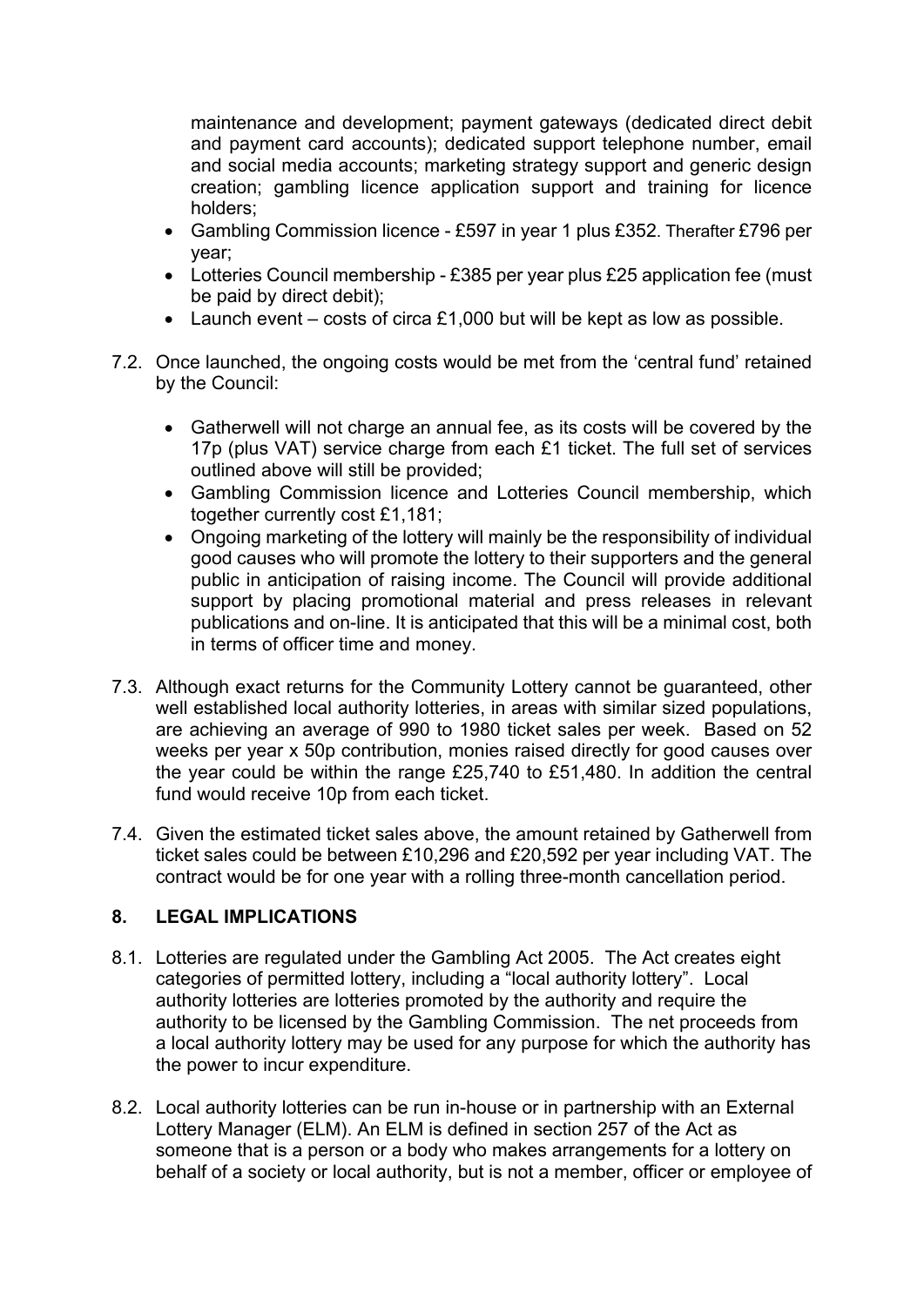maintenance and development; payment gateways (dedicated direct debit and payment card accounts); dedicated support telephone number, email and social media accounts; marketing strategy support and generic design creation; gambling licence application support and training for licence holders;

- Gambling Commission licence - £597 in year 1 plus £352. Therafter £796 per year;
- Lotteries Council membership - £385 per year plus £25 application fee (must be paid by direct debit);
- Launch event – costs of circa £1,000 but will be kept as low as possible.

7.2. Once launched, the ongoing costs would be met from the 'central fund' retained by the Council:

- Gatherwell will not charge an annual fee, as its costs will be covered by the 17p (plus VAT) service charge from each £1 ticket. The full set of services outlined above will still be provided;
- Gambling Commission licence and Lotteries Council membership, which together currently cost £1,181;
- Ongoing marketing of the lottery will mainly be the responsibility of individual good causes who will promote the lottery to their supporters and the general public in anticipation of raising income. The Council will provide additional support by placing promotional material and press releases in relevant publications and on-line. It is anticipated that this will be a minimal cost, both in terms of officer time and money.

7.3. Although exact returns for the Community Lottery cannot be guaranteed, other well established local authority lotteries, in areas with similar sized populations, are achieving an average of 990 to 1980 ticket sales per week. Based on 52 weeks per year x 50p contribution, monies raised directly for good causes over the year could be within the range £25,740 to £51,480. In addition the central fund would receive 10p from each ticket.

7.4. Given the estimated ticket sales above, the amount retained by Gatherwell from ticket sales could be between £10,296 and £20,592 per year including VAT. The contract would be for one year with a rolling three-month cancellation period.

## 8. LEGAL IMPLICATIONS

8.1. Lotteries are regulated under the Gambling Act 2005. The Act creates eight categories of permitted lottery, including a "local authority lottery". Local authority lotteries are lotteries promoted by the authority and require the authority to be licensed by the Gambling Commission. The net proceeds from a local authority lottery may be used for any purpose for which the authority has the power to incur expenditure.

8.2. Local authority lotteries can be run in-house or in partnership with an External Lottery Manager (ELM). An ELM is defined in section 257 of the Act as someone that is a person or a body who makes arrangements for a lottery on behalf of a society or local authority, but is not a member, officer or employee of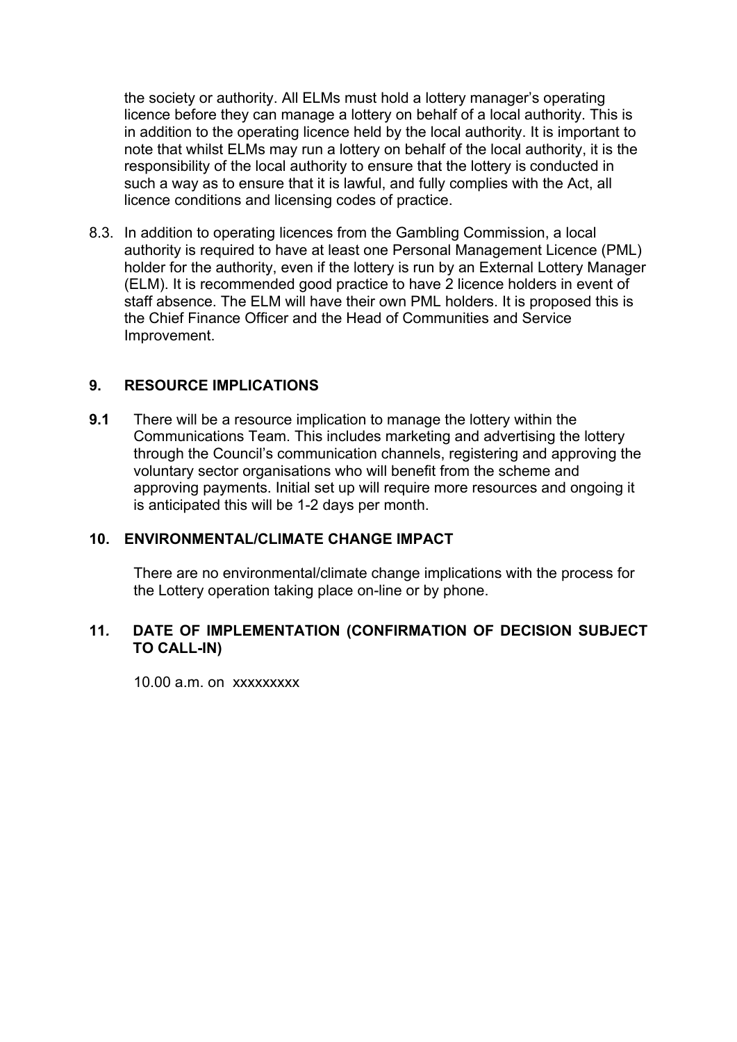the society or authority. All ELMs must hold a lottery manager's operating licence before they can manage a lottery on behalf of a local authority. This is in addition to the operating licence held by the local authority. It is important to note that whilst ELMs may run a lottery on behalf of the local authority, it is the responsibility of the local authority to ensure that the lottery is conducted in such a way as to ensure that it is lawful, and fully complies with the Act, all licence conditions and licensing codes of practice.

8.3. In addition to operating licences from the Gambling Commission, a local authority is required to have at least one Personal Management Licence (PML) holder for the authority, even if the lottery is run by an External Lottery Manager (ELM). It is recommended good practice to have 2 licence holders in event of staff absence. The ELM will have their own PML holders. It is proposed this is the Chief Finance Officer and the Head of Communities and Service Improvement.

## 9. RESOURCE IMPLICATIONS

**9.1** There will be a resource implication to manage the lottery within the Communications Team. This includes marketing and advertising the lottery through the Council's communication channels, registering and approving the voluntary sector organisations who will benefit from the scheme and approving payments. Initial set up will require more resources and ongoing it is anticipated this will be 1-2 days per month.

## 10. ENVIRONMENTAL/CLIMATE CHANGE IMPACT

There are no environmental/climate change implications with the process for the Lottery operation taking place on-line or by phone.

## 11. DATE OF IMPLEMENTATION (CONFIRMATION OF DECISION SUBJECT TO CALL-IN)

10.00 a.m. on xxxxxxxxx